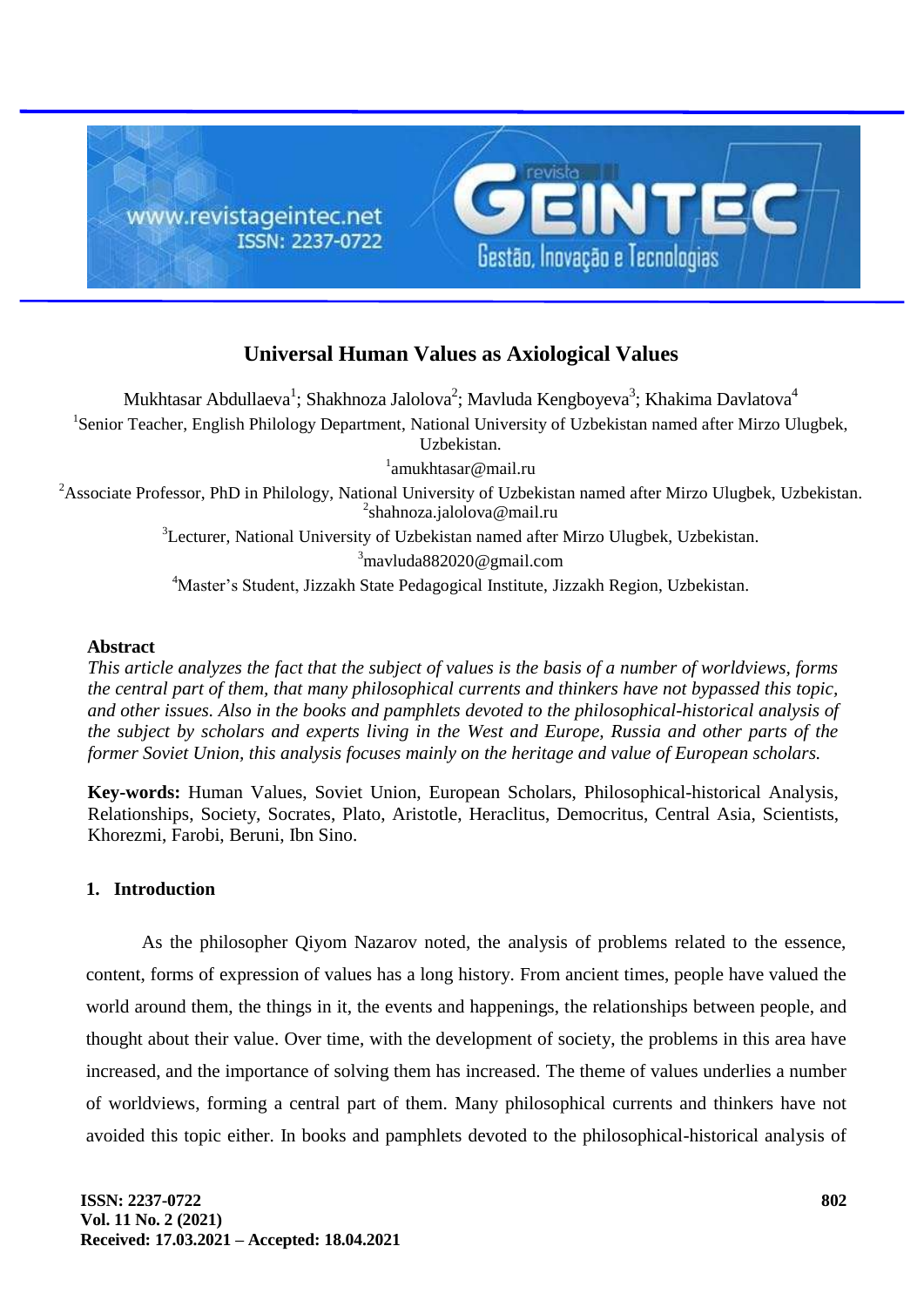# Universal Human Values as Axiological Values

Mukhtasar Abdullaeva[1]; Shakhnoza Jalolova[2]; Mavluda Kengboyeva[3]; Khakima Davlatova[4]

[1]Senior Teacher, English Philology Department, National University of Uzbekistan named after Mirzo Ulugbek, Uzbekistan.

[1]amukhtasar@mail.ru

[2]Associate Professor, PhD in Philology, National University of Uzbekistan named after Mirzo Ulugbek, Uzbekistan.

[2]shahnoza.jalolova@mail.ru

[3]Lecturer, National University of Uzbekistan named after Mirzo Ulugbek, Uzbekistan.

[3]mavluda882020@gmail.com

[4]Master's Student, Jizzakh State Pedagogical Institute, Jizzakh Region, Uzbekistan.

### Abstract

*This article analyzes the fact that the subject of values is the basis of a number of worldviews, forms the central part of them, that many philosophical currents and thinkers have not bypassed this topic, and other issues. Also in the books and pamphlets devoted to the philosophical-historical analysis of the subject by scholars and experts living in the West and Europe, Russia and other parts of the former Soviet Union, this analysis focuses mainly on the heritage and value of European scholars.*

**Key-words:** Human Values, Soviet Union, European Scholars, Philosophical-historical Analysis, Relationships, Society, Socrates, Plato, Aristotle, Heraclitus, Democritus, Central Asia, Scientists, Khorezmi, Farobi, Beruni, Ibn Sino.

## 1. Introduction

As the philosopher Qiyom Nazarov noted, the analysis of problems related to the essence, content, forms of expression of values has a long history. From ancient times, people have valued the world around them, the things in it, the events and happenings, the relationships between people, and thought about their value. Over time, with the development of society, the problems in this area have increased, and the importance of solving them has increased. The theme of values underlies a number of worldviews, forming a central part of them. Many philosophical currents and thinkers have not avoided this topic either. In books and pamphlets devoted to the philosophical-historical analysis of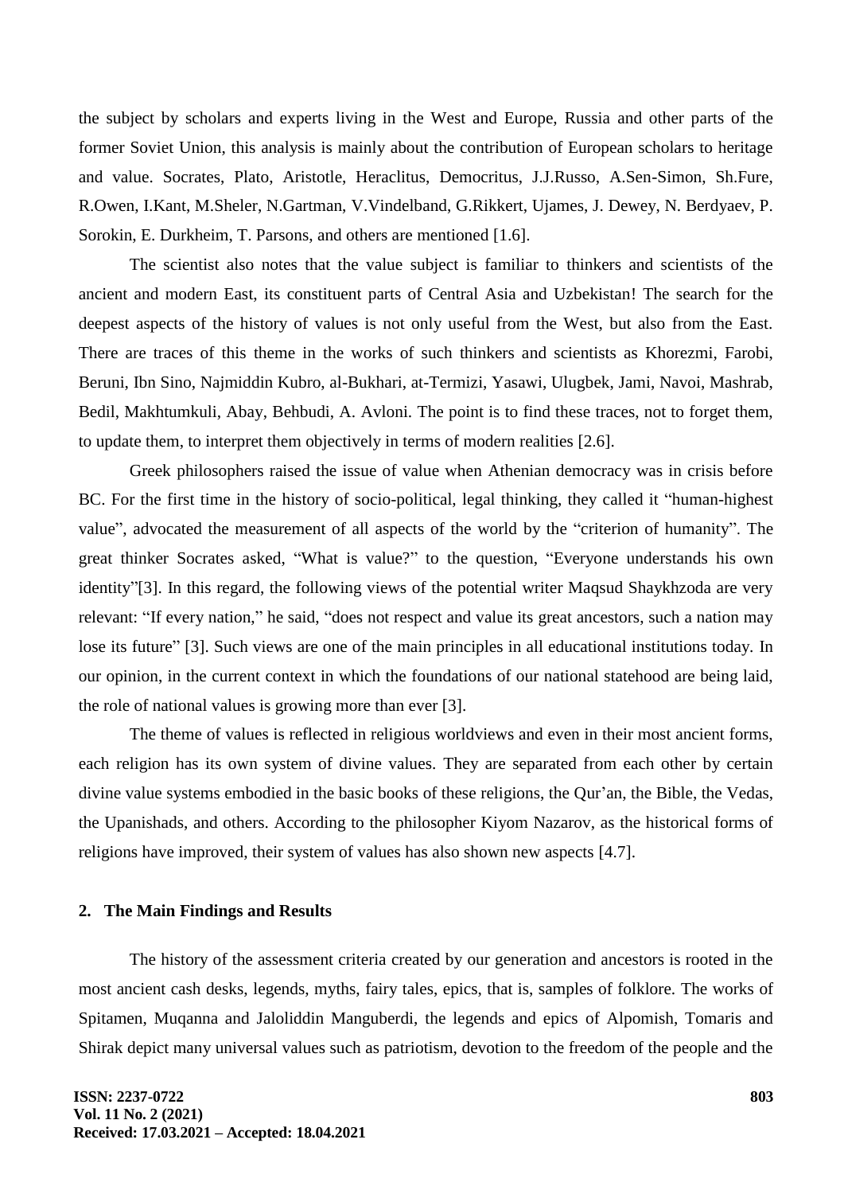the subject by scholars and experts living in the West and Europe, Russia and other parts of the former Soviet Union, this analysis is mainly about the contribution of European scholars to heritage and value. Socrates, Plato, Aristotle, Heraclitus, Democritus, J.J.Russo, A.Sen-Simon, Sh.Fure, R.Owen, I.Kant, M.Sheler, N.Gartman, V.Vindelband, G.Rikkert, Ujames, J. Dewey, N. Berdyaev, P. Sorokin, E. Durkheim, T. Parsons, and others are mentioned [1.6].

The scientist also notes that the value subject is familiar to thinkers and scientists of the ancient and modern East, its constituent parts of Central Asia and Uzbekistan! The search for the deepest aspects of the history of values is not only useful from the West, but also from the East. There are traces of this theme in the works of such thinkers and scientists as Khorezmi, Farobi, Beruni, Ibn Sino, Najmiddin Kubro, al-Bukhari, at-Termizi, Yasawi, Ulugbek, Jami, Navoi, Mashrab, Bedil, Makhtumkuli, Abay, Behbudi, A. Avloni. The point is to find these traces, not to forget them, to update them, to interpret them objectively in terms of modern realities [2.6].

Greek philosophers raised the issue of value when Athenian democracy was in crisis before BC. For the first time in the history of socio-political, legal thinking, they called it "human-highest value", advocated the measurement of all aspects of the world by the "criterion of humanity". The great thinker Socrates asked, "What is value?" to the question, "Everyone understands his own identity"[3]. In this regard, the following views of the potential writer Maqsud Shaykhzoda are very relevant: "If every nation," he said, "does not respect and value its great ancestors, such a nation may lose its future" [3]. Such views are one of the main principles in all educational institutions today. In our opinion, in the current context in which the foundations of our national statehood are being laid, the role of national values is growing more than ever [3].

The theme of values is reflected in religious worldviews and even in their most ancient forms, each religion has its own system of divine values. They are separated from each other by certain divine value systems embodied in the basic books of these religions, the Qur'an, the Bible, the Vedas, the Upanishads, and others. According to the philosopher Kiyom Nazarov, as the historical forms of religions have improved, their system of values has also shown new aspects [4.7].

## 2. The Main Findings and Results

The history of the assessment criteria created by our generation and ancestors is rooted in the most ancient cash desks, legends, myths, fairy tales, epics, that is, samples of folklore. The works of Spitamen, Muqanna and Jaloliddin Manguberdi, the legends and epics of Alpomish, Tomaris and Shirak depict many universal values such as patriotism, devotion to the freedom of the people and the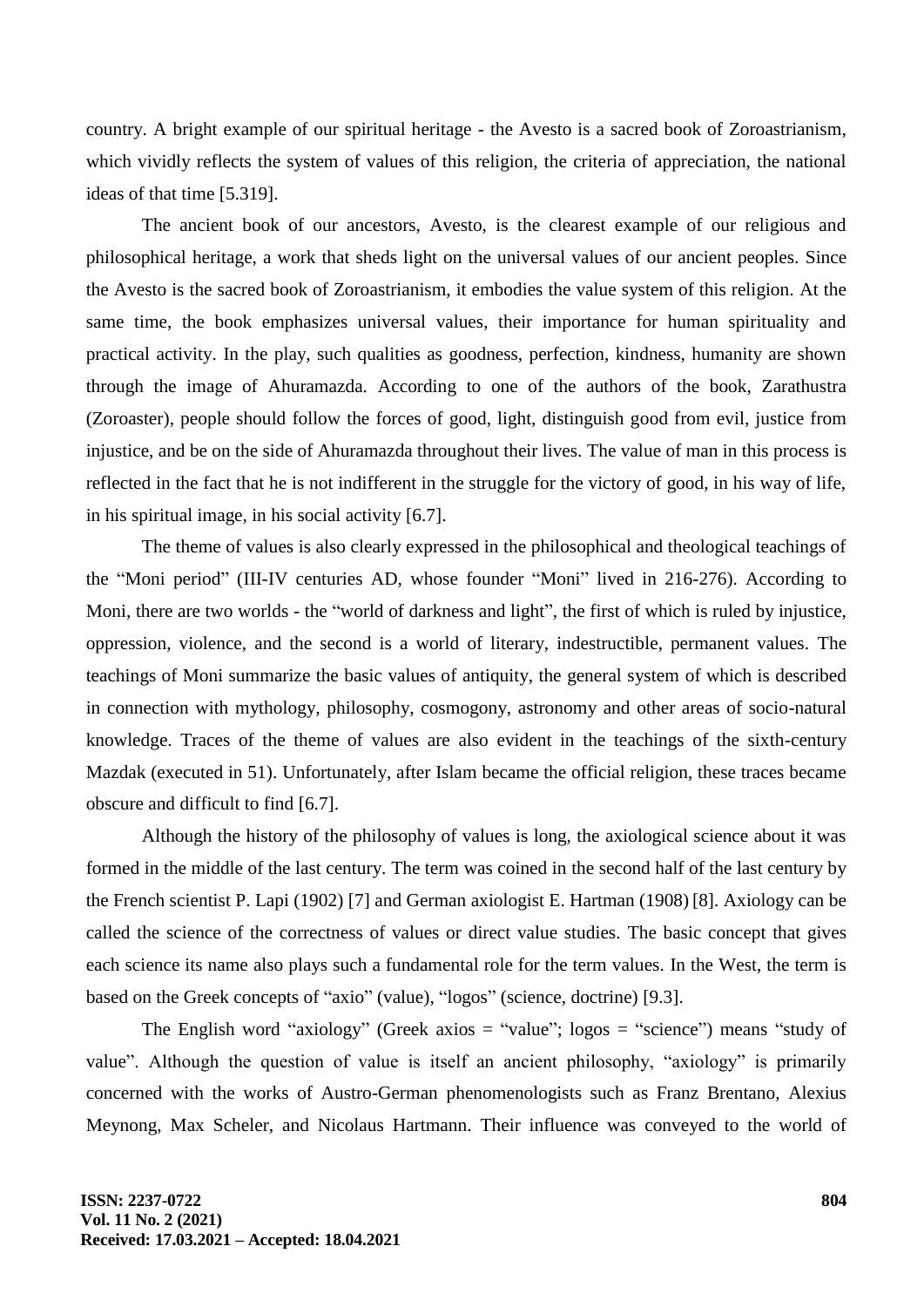country. A bright example of our spiritual heritage - the Avesto is a sacred book of Zoroastrianism, which vividly reflects the system of values of this religion, the criteria of appreciation, the national ideas of that time [5.319].

The ancient book of our ancestors, Avesto, is the clearest example of our religious and philosophical heritage, a work that sheds light on the universal values of our ancient peoples. Since the Avesto is the sacred book of Zoroastrianism, it embodies the value system of this religion. At the same time, the book emphasizes universal values, their importance for human spirituality and practical activity. In the play, such qualities as goodness, perfection, kindness, humanity are shown through the image of Ahuramazda. According to one of the authors of the book, Zarathustra (Zoroaster), people should follow the forces of good, light, distinguish good from evil, justice from injustice, and be on the side of Ahuramazda throughout their lives. The value of man in this process is reflected in the fact that he is not indifferent in the struggle for the victory of good, in his way of life, in his spiritual image, in his social activity [6.7].

The theme of values is also clearly expressed in the philosophical and theological teachings of the "Moni period" (III-IV centuries AD, whose founder "Moni" lived in 216-276). According to Moni, there are two worlds - the "world of darkness and light", the first of which is ruled by injustice, oppression, violence, and the second is a world of literary, indestructible, permanent values. The teachings of Moni summarize the basic values of antiquity, the general system of which is described in connection with mythology, philosophy, cosmogony, astronomy and other areas of socio-natural knowledge. Traces of the theme of values are also evident in the teachings of the sixth-century Mazdak (executed in 51). Unfortunately, after Islam became the official religion, these traces became obscure and difficult to find [6.7].

Although the history of the philosophy of values is long, the axiological science about it was formed in the middle of the last century. The term was coined in the second half of the last century by the French scientist P. Lapi (1902) [7] and German axiologist E. Hartman (1908) [8]. Axiology can be called the science of the correctness of values or direct value studies. The basic concept that gives each science its name also plays such a fundamental role for the term values. In the West, the term is based on the Greek concepts of "axio" (value), "logos" (science, doctrine) [9.3].

The English word "axiology" (Greek axios = "value"; logos = "science") means "study of value". Although the question of value is itself an ancient philosophy, "axiology" is primarily concerned with the works of Austro-German phenomenologists such as Franz Brentano, Alexius Meynong, Max Scheler, and Nicolaus Hartmann. Their influence was conveyed to the world of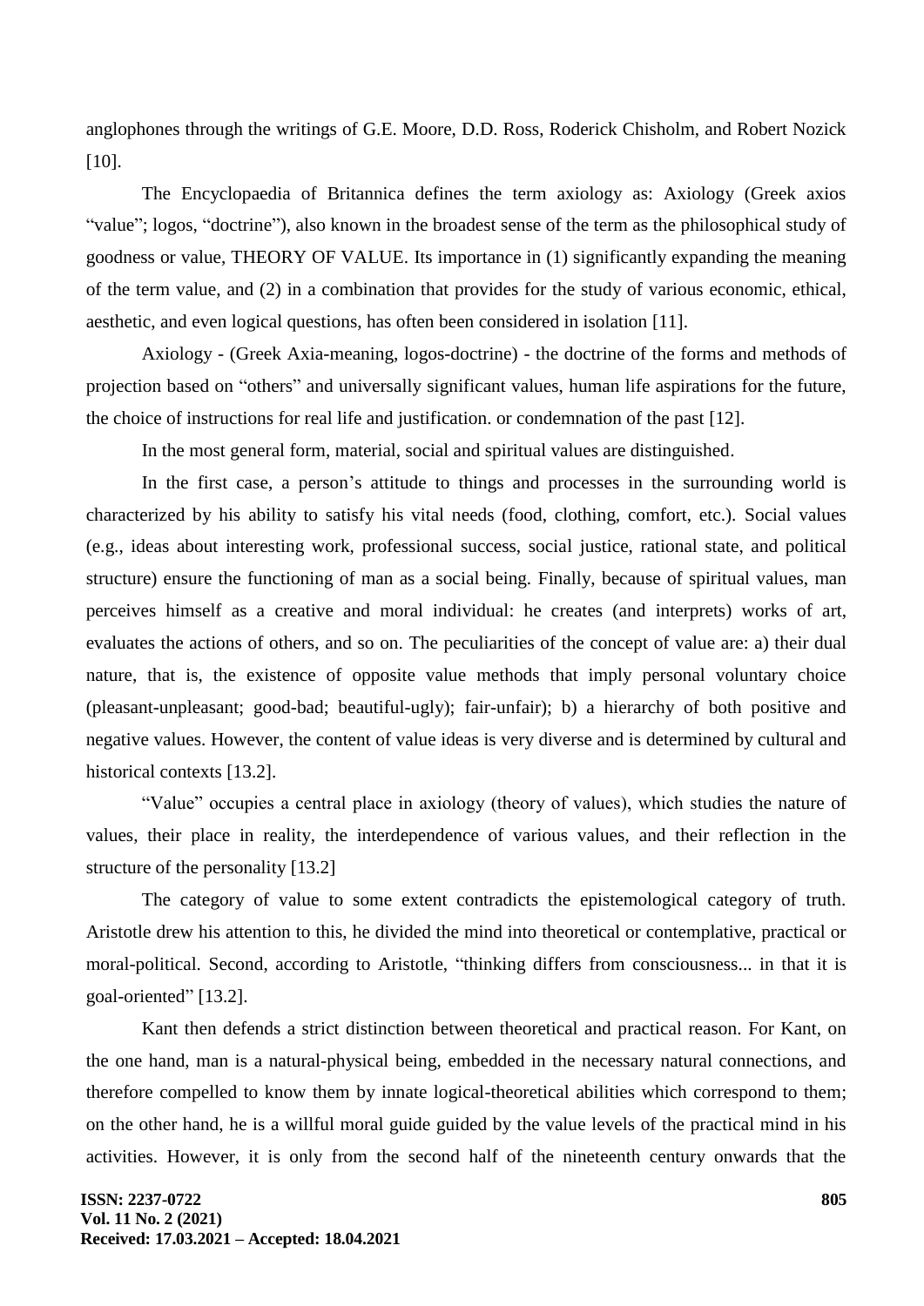anglophones through the writings of G.E. Moore, D.D. Ross, Roderick Chisholm, and Robert Nozick [10].

The Encyclopaedia of Britannica defines the term axiology as: Axiology (Greek axios "value"; logos, "doctrine"), also known in the broadest sense of the term as the philosophical study of goodness or value, THEORY OF VALUE. Its importance in (1) significantly expanding the meaning of the term value, and (2) in a combination that provides for the study of various economic, ethical, aesthetic, and even logical questions, has often been considered in isolation [11].

Axiology - (Greek Axia-meaning, logos-doctrine) - the doctrine of the forms and methods of projection based on "others" and universally significant values, human life aspirations for the future, the choice of instructions for real life and justification. or condemnation of the past [12].

In the most general form, material, social and spiritual values are distinguished.

In the first case, a person's attitude to things and processes in the surrounding world is characterized by his ability to satisfy his vital needs (food, clothing, comfort, etc.). Social values (e.g., ideas about interesting work, professional success, social justice, rational state, and political structure) ensure the functioning of man as a social being. Finally, because of spiritual values, man perceives himself as a creative and moral individual: he creates (and interprets) works of art, evaluates the actions of others, and so on. The peculiarities of the concept of value are: a) their dual nature, that is, the existence of opposite value methods that imply personal voluntary choice (pleasant-unpleasant; good-bad; beautiful-ugly); fair-unfair); b) a hierarchy of both positive and negative values. However, the content of value ideas is very diverse and is determined by cultural and historical contexts [13.2].

"Value" occupies a central place in axiology (theory of values), which studies the nature of values, their place in reality, the interdependence of various values, and their reflection in the structure of the personality [13.2]

The category of value to some extent contradicts the epistemological category of truth. Aristotle drew his attention to this, he divided the mind into theoretical or contemplative, practical or moral-political. Second, according to Aristotle, "thinking differs from consciousness... in that it is goal-oriented" [13.2].

Kant then defends a strict distinction between theoretical and practical reason. For Kant, on the one hand, man is a natural-physical being, embedded in the necessary natural connections, and therefore compelled to know them by innate logical-theoretical abilities which correspond to them; on the other hand, he is a willful moral guide guided by the value levels of the practical mind in his activities. However, it is only from the second half of the nineteenth century onwards that the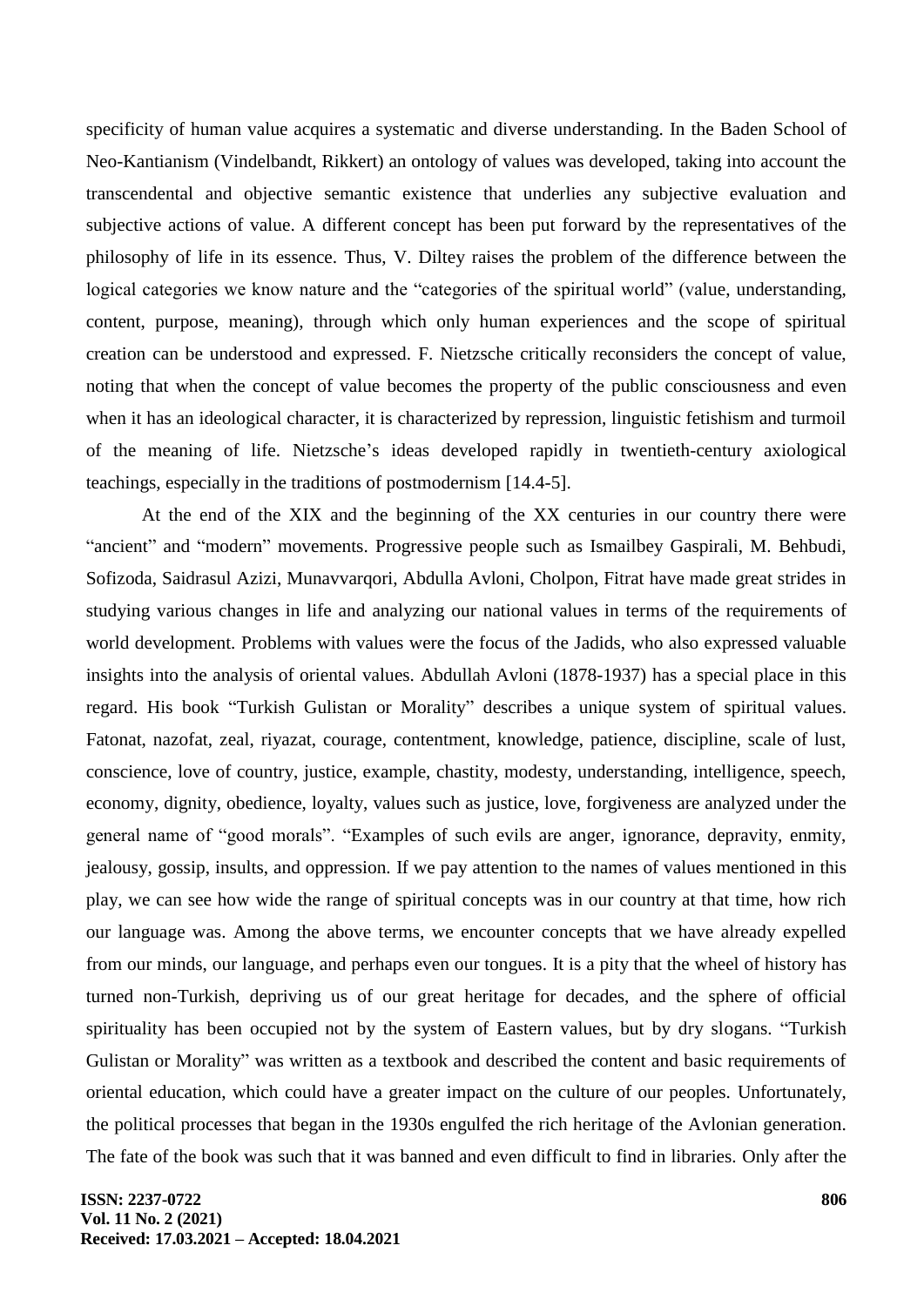specificity of human value acquires a systematic and diverse understanding. In the Baden School of Neo-Kantianism (Vindelbandt, Rikkert) an ontology of values was developed, taking into account the transcendental and objective semantic existence that underlies any subjective evaluation and subjective actions of value. A different concept has been put forward by the representatives of the philosophy of life in its essence. Thus, V. Diltey raises the problem of the difference between the logical categories we know nature and the "categories of the spiritual world" (value, understanding, content, purpose, meaning), through which only human experiences and the scope of spiritual creation can be understood and expressed. F. Nietzsche critically reconsiders the concept of value, noting that when the concept of value becomes the property of the public consciousness and even when it has an ideological character, it is characterized by repression, linguistic fetishism and turmoil of the meaning of life. Nietzsche's ideas developed rapidly in twentieth-century axiological teachings, especially in the traditions of postmodernism [14.4-5].

At the end of the XIX and the beginning of the XX centuries in our country there were "ancient" and "modern" movements. Progressive people such as Ismailbey Gaspirali, M. Behbudi, Sofizoda, Saidrasul Azizi, Munavvarqori, Abdulla Avloni, Cholpon, Fitrat have made great strides in studying various changes in life and analyzing our national values in terms of the requirements of world development. Problems with values were the focus of the Jadids, who also expressed valuable insights into the analysis of oriental values. Abdullah Avloni (1878-1937) has a special place in this regard. His book "Turkish Gulistan or Morality" describes a unique system of spiritual values. Fatonat, nazofat, zeal, riyazat, courage, contentment, knowledge, patience, discipline, scale of lust, conscience, love of country, justice, example, chastity, modesty, understanding, intelligence, speech, economy, dignity, obedience, loyalty, values such as justice, love, forgiveness are analyzed under the general name of "good morals". "Examples of such evils are anger, ignorance, depravity, enmity, jealousy, gossip, insults, and oppression. If we pay attention to the names of values mentioned in this play, we can see how wide the range of spiritual concepts was in our country at that time, how rich our language was. Among the above terms, we encounter concepts that we have already expelled from our minds, our language, and perhaps even our tongues. It is a pity that the wheel of history has turned non-Turkish, depriving us of our great heritage for decades, and the sphere of official spirituality has been occupied not by the system of Eastern values, but by dry slogans. "Turkish Gulistan or Morality" was written as a textbook and described the content and basic requirements of oriental education, which could have a greater impact on the culture of our peoples. Unfortunately, the political processes that began in the 1930s engulfed the rich heritage of the Avlonian generation. The fate of the book was such that it was banned and even difficult to find in libraries. Only after the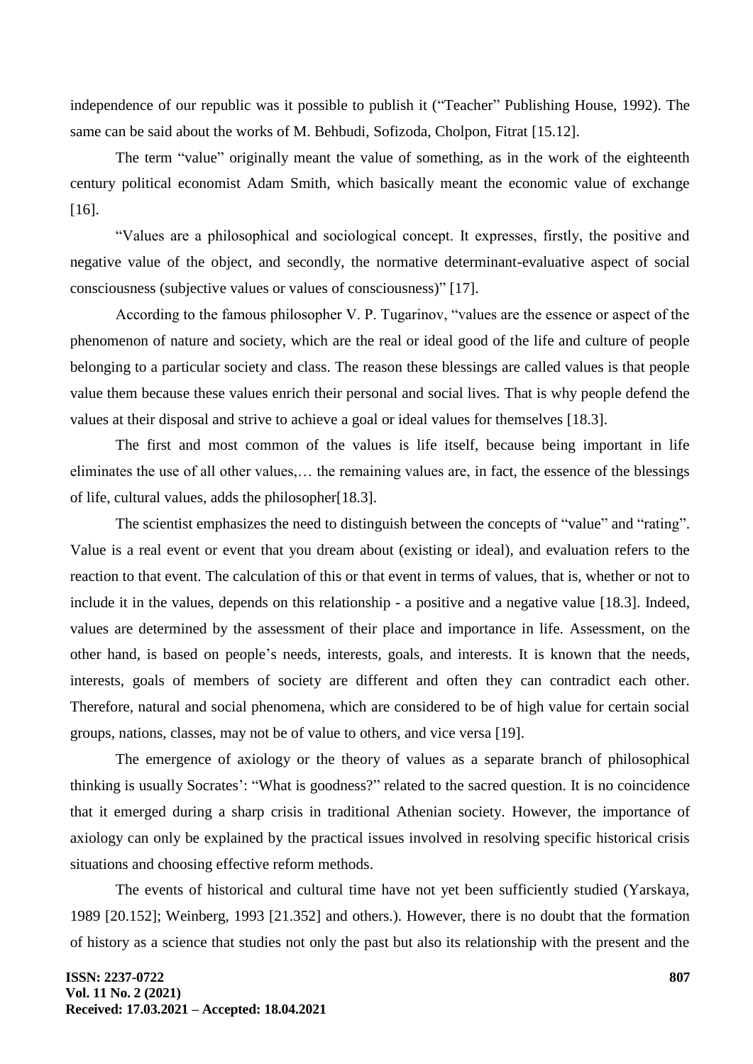independence of our republic was it possible to publish it ("Teacher" Publishing House, 1992). The same can be said about the works of M. Behbudi, Sofizoda, Cholpon, Fitrat [15.12].

The term "value" originally meant the value of something, as in the work of the eighteenth century political economist Adam Smith, which basically meant the economic value of exchange [16].

"Values are a philosophical and sociological concept. It expresses, firstly, the positive and negative value of the object, and secondly, the normative determinant-evaluative aspect of social consciousness (subjective values or values of consciousness)" [17].

According to the famous philosopher V. P. Tugarinov, "values are the essence or aspect of the phenomenon of nature and society, which are the real or ideal good of the life and culture of people belonging to a particular society and class. The reason these blessings are called values is that people value them because these values enrich their personal and social lives. That is why people defend the values at their disposal and strive to achieve a goal or ideal values for themselves [18.3].

The first and most common of the values is life itself, because being important in life eliminates the use of all other values,… the remaining values are, in fact, the essence of the blessings of life, cultural values, adds the philosopher[18.3].

The scientist emphasizes the need to distinguish between the concepts of "value" and "rating". Value is a real event or event that you dream about (existing or ideal), and evaluation refers to the reaction to that event. The calculation of this or that event in terms of values, that is, whether or not to include it in the values, depends on this relationship - a positive and a negative value [18.3]. Indeed, values are determined by the assessment of their place and importance in life. Assessment, on the other hand, is based on people's needs, interests, goals, and interests. It is known that the needs, interests, goals of members of society are different and often they can contradict each other. Therefore, natural and social phenomena, which are considered to be of high value for certain social groups, nations, classes, may not be of value to others, and vice versa [19].

The emergence of axiology or the theory of values as a separate branch of philosophical thinking is usually Socrates': "What is goodness?" related to the sacred question. It is no coincidence that it emerged during a sharp crisis in traditional Athenian society. However, the importance of axiology can only be explained by the practical issues involved in resolving specific historical crisis situations and choosing effective reform methods.

The events of historical and cultural time have not yet been sufficiently studied (Yarskaya, 1989 [20.152]; Weinberg, 1993 [21.352] and others.). However, there is no doubt that the formation of history as a science that studies not only the past but also its relationship with the present and the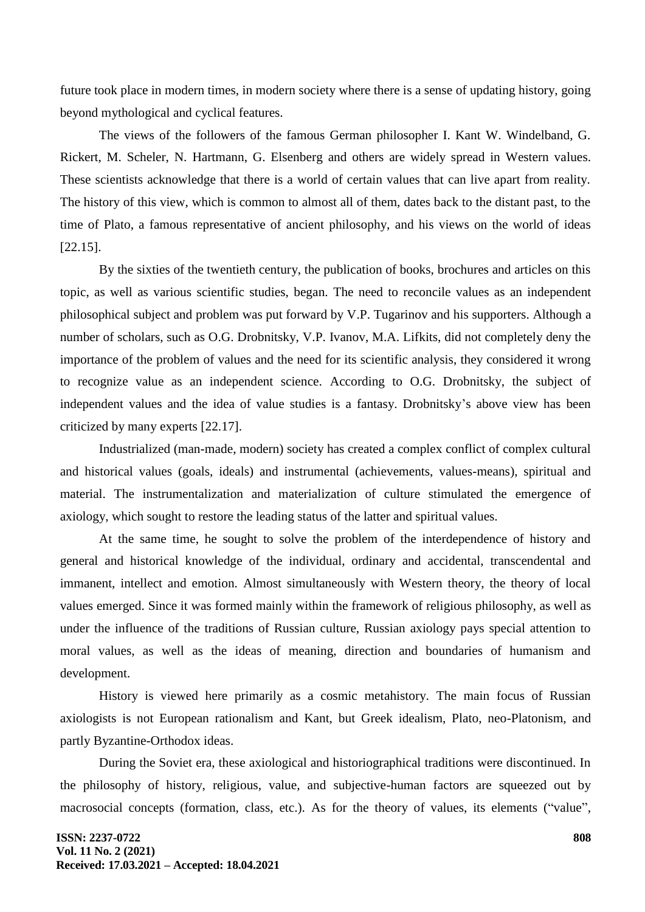future took place in modern times, in modern society where there is a sense of updating history, going beyond mythological and cyclical features.

The views of the followers of the famous German philosopher I. Kant W. Windelband, G. Rickert, M. Scheler, N. Hartmann, G. Elsenberg and others are widely spread in Western values. These scientists acknowledge that there is a world of certain values that can live apart from reality. The history of this view, which is common to almost all of them, dates back to the distant past, to the time of Plato, a famous representative of ancient philosophy, and his views on the world of ideas [22.15].

By the sixties of the twentieth century, the publication of books, brochures and articles on this topic, as well as various scientific studies, began. The need to reconcile values as an independent philosophical subject and problem was put forward by V.P. Tugarinov and his supporters. Although a number of scholars, such as O.G. Drobnitsky, V.P. Ivanov, M.A. Lifkits, did not completely deny the importance of the problem of values and the need for its scientific analysis, they considered it wrong to recognize value as an independent science. According to O.G. Drobnitsky, the subject of independent values and the idea of value studies is a fantasy. Drobnitsky's above view has been criticized by many experts [22.17].

Industrialized (man-made, modern) society has created a complex conflict of complex cultural and historical values (goals, ideals) and instrumental (achievements, values-means), spiritual and material. The instrumentalization and materialization of culture stimulated the emergence of axiology, which sought to restore the leading status of the latter and spiritual values.

At the same time, he sought to solve the problem of the interdependence of history and general and historical knowledge of the individual, ordinary and accidental, transcendental and immanent, intellect and emotion. Almost simultaneously with Western theory, the theory of local values emerged. Since it was formed mainly within the framework of religious philosophy, as well as under the influence of the traditions of Russian culture, Russian axiology pays special attention to moral values, as well as the ideas of meaning, direction and boundaries of humanism and development.

History is viewed here primarily as a cosmic metahistory. The main focus of Russian axiologists is not European rationalism and Kant, but Greek idealism, Plato, neo-Platonism, and partly Byzantine-Orthodox ideas.

During the Soviet era, these axiological and historiographical traditions were discontinued. In the philosophy of history, religious, value, and subjective-human factors are squeezed out by macrosocial concepts (formation, class, etc.). As for the theory of values, its elements ("value",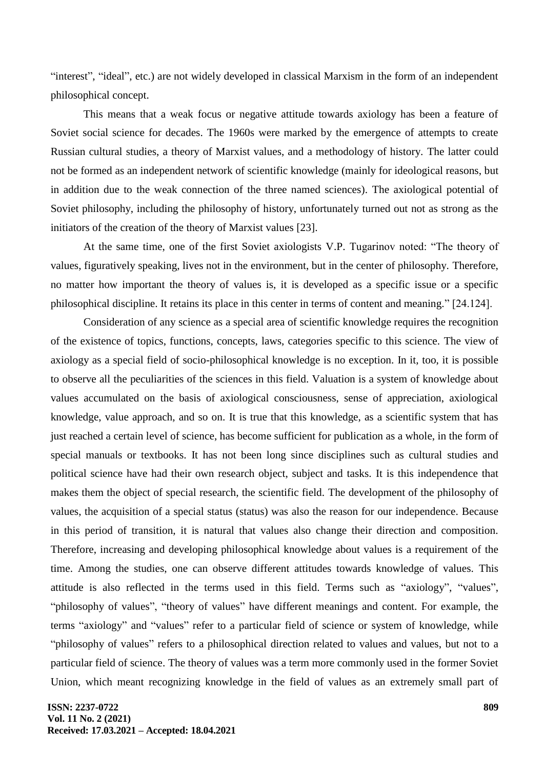"interest", "ideal", etc.) are not widely developed in classical Marxism in the form of an independent philosophical concept.

This means that a weak focus or negative attitude towards axiology has been a feature of Soviet social science for decades. The 1960s were marked by the emergence of attempts to create Russian cultural studies, a theory of Marxist values, and a methodology of history. The latter could not be formed as an independent network of scientific knowledge (mainly for ideological reasons, but in addition due to the weak connection of the three named sciences). The axiological potential of Soviet philosophy, including the philosophy of history, unfortunately turned out not as strong as the initiators of the creation of the theory of Marxist values [23].

At the same time, one of the first Soviet axiologists V.P. Tugarinov noted: "The theory of values, figuratively speaking, lives not in the environment, but in the center of philosophy. Therefore, no matter how important the theory of values is, it is developed as a specific issue or a specific philosophical discipline. It retains its place in this center in terms of content and meaning." [24.124].

Consideration of any science as a special area of scientific knowledge requires the recognition of the existence of topics, functions, concepts, laws, categories specific to this science. The view of axiology as a special field of socio-philosophical knowledge is no exception. In it, too, it is possible to observe all the peculiarities of the sciences in this field. Valuation is a system of knowledge about values accumulated on the basis of axiological consciousness, sense of appreciation, axiological knowledge, value approach, and so on. It is true that this knowledge, as a scientific system that has just reached a certain level of science, has become sufficient for publication as a whole, in the form of special manuals or textbooks. It has not been long since disciplines such as cultural studies and political science have had their own research object, subject and tasks. It is this independence that makes them the object of special research, the scientific field. The development of the philosophy of values, the acquisition of a special status (status) was also the reason for our independence. Because in this period of transition, it is natural that values also change their direction and composition. Therefore, increasing and developing philosophical knowledge about values is a requirement of the time. Among the studies, one can observe different attitudes towards knowledge of values. This attitude is also reflected in the terms used in this field. Terms such as "axiology", "values", "philosophy of values", "theory of values" have different meanings and content. For example, the terms "axiology" and "values" refer to a particular field of science or system of knowledge, while "philosophy of values" refers to a philosophical direction related to values and values, but not to a particular field of science. The theory of values was a term more commonly used in the former Soviet Union, which meant recognizing knowledge in the field of values as an extremely small part of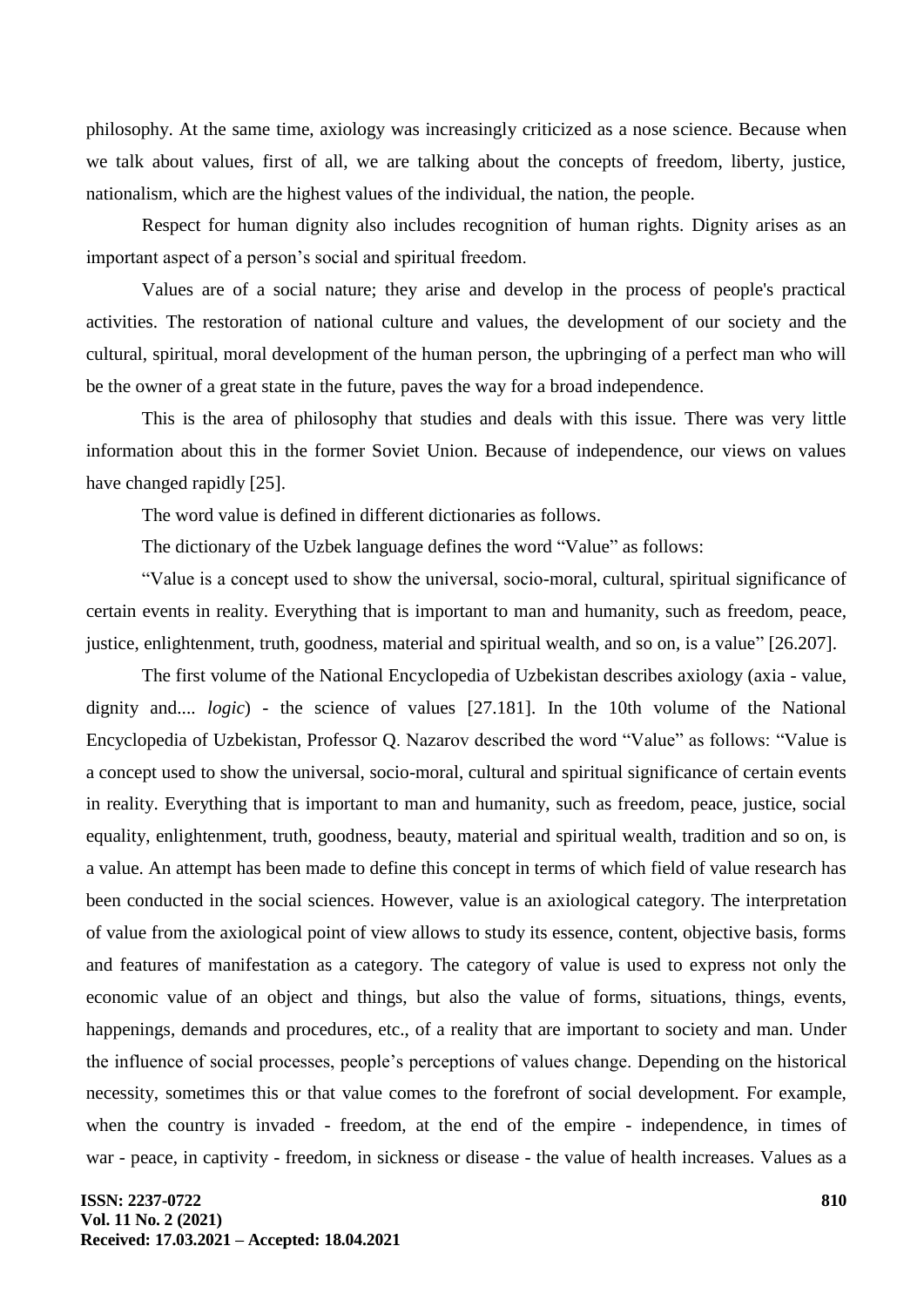philosophy. At the same time, axiology was increasingly criticized as a nose science. Because when we talk about values, first of all, we are talking about the concepts of freedom, liberty, justice, nationalism, which are the highest values of the individual, the nation, the people.

Respect for human dignity also includes recognition of human rights. Dignity arises as an important aspect of a person's social and spiritual freedom.

Values are of a social nature; they arise and develop in the process of people's practical activities. The restoration of national culture and values, the development of our society and the cultural, spiritual, moral development of the human person, the upbringing of a perfect man who will be the owner of a great state in the future, paves the way for a broad independence.

This is the area of philosophy that studies and deals with this issue. There was very little information about this in the former Soviet Union. Because of independence, our views on values have changed rapidly [25].

The word value is defined in different dictionaries as follows.

The dictionary of the Uzbek language defines the word "Value" as follows:

"Value is a concept used to show the universal, socio-moral, cultural, spiritual significance of certain events in reality. Everything that is important to man and humanity, such as freedom, peace, justice, enlightenment, truth, goodness, material and spiritual wealth, and so on, is a value" [26.207].

The first volume of the National Encyclopedia of Uzbekistan describes axiology (axia - value, dignity and.... *logic*) - the science of values [27.181]. In the 10th volume of the National Encyclopedia of Uzbekistan, Professor Q. Nazarov described the word "Value" as follows: "Value is a concept used to show the universal, socio-moral, cultural and spiritual significance of certain events in reality. Everything that is important to man and humanity, such as freedom, peace, justice, social equality, enlightenment, truth, goodness, beauty, material and spiritual wealth, tradition and so on, is a value. An attempt has been made to define this concept in terms of which field of value research has been conducted in the social sciences. However, value is an axiological category. The interpretation of value from the axiological point of view allows to study its essence, content, objective basis, forms and features of manifestation as a category. The category of value is used to express not only the economic value of an object and things, but also the value of forms, situations, things, events, happenings, demands and procedures, etc., of a reality that are important to society and man. Under the influence of social processes, people's perceptions of values change. Depending on the historical necessity, sometimes this or that value comes to the forefront of social development. For example, when the country is invaded - freedom, at the end of the empire - independence, in times of war - peace, in captivity - freedom, in sickness or disease - the value of health increases. Values as a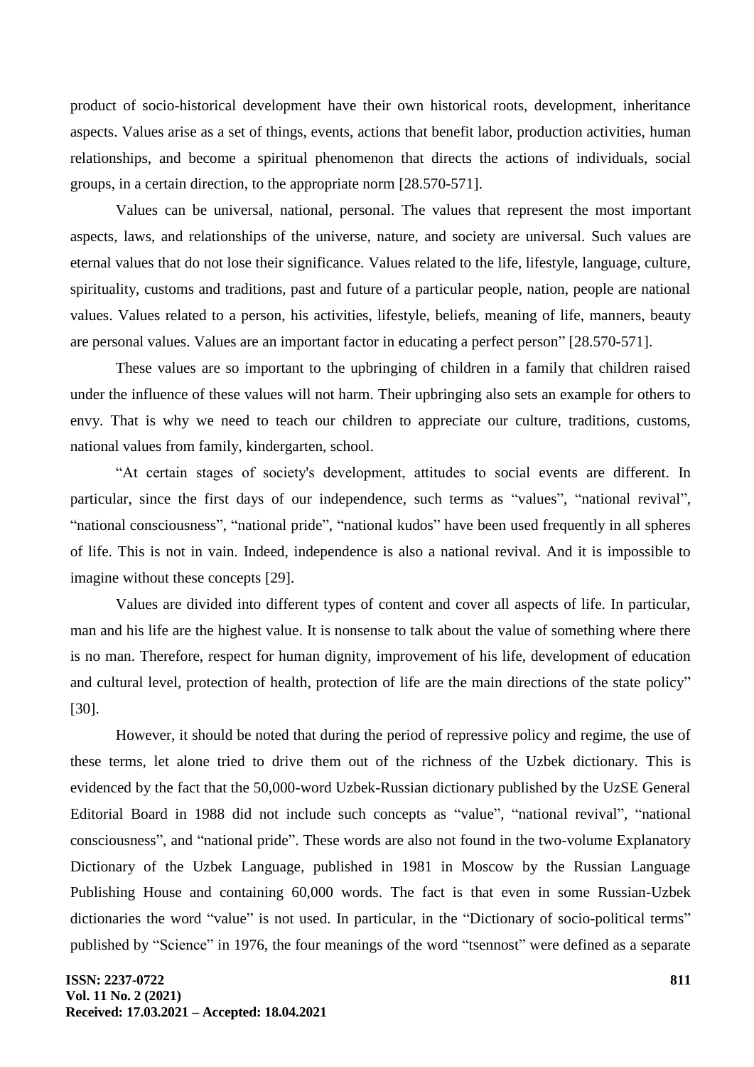product of socio-historical development have their own historical roots, development, inheritance aspects. Values arise as a set of things, events, actions that benefit labor, production activities, human relationships, and become a spiritual phenomenon that directs the actions of individuals, social groups, in a certain direction, to the appropriate norm [28.570-571].

Values can be universal, national, personal. The values that represent the most important aspects, laws, and relationships of the universe, nature, and society are universal. Such values are eternal values that do not lose their significance. Values related to the life, lifestyle, language, culture, spirituality, customs and traditions, past and future of a particular people, nation, people are national values. Values related to a person, his activities, lifestyle, beliefs, meaning of life, manners, beauty are personal values. Values are an important factor in educating a perfect person" [28.570-571].

These values are so important to the upbringing of children in a family that children raised under the influence of these values will not harm. Their upbringing also sets an example for others to envy. That is why we need to teach our children to appreciate our culture, traditions, customs, national values from family, kindergarten, school.

"At certain stages of society's development, attitudes to social events are different. In particular, since the first days of our independence, such terms as "values", "national revival", "national consciousness", "national pride", "national kudos" have been used frequently in all spheres of life. This is not in vain. Indeed, independence is also a national revival. And it is impossible to imagine without these concepts [29].

Values are divided into different types of content and cover all aspects of life. In particular, man and his life are the highest value. It is nonsense to talk about the value of something where there is no man. Therefore, respect for human dignity, improvement of his life, development of education and cultural level, protection of health, protection of life are the main directions of the state policy" [30].

However, it should be noted that during the period of repressive policy and regime, the use of these terms, let alone tried to drive them out of the richness of the Uzbek dictionary. This is evidenced by the fact that the 50,000-word Uzbek-Russian dictionary published by the UzSE General Editorial Board in 1988 did not include such concepts as "value", "national revival", "national consciousness", and "national pride". These words are also not found in the two-volume Explanatory Dictionary of the Uzbek Language, published in 1981 in Moscow by the Russian Language Publishing House and containing 60,000 words. The fact is that even in some Russian-Uzbek dictionaries the word "value" is not used. In particular, in the "Dictionary of socio-political terms" published by "Science" in 1976, the four meanings of the word "tsennost" were defined as a separate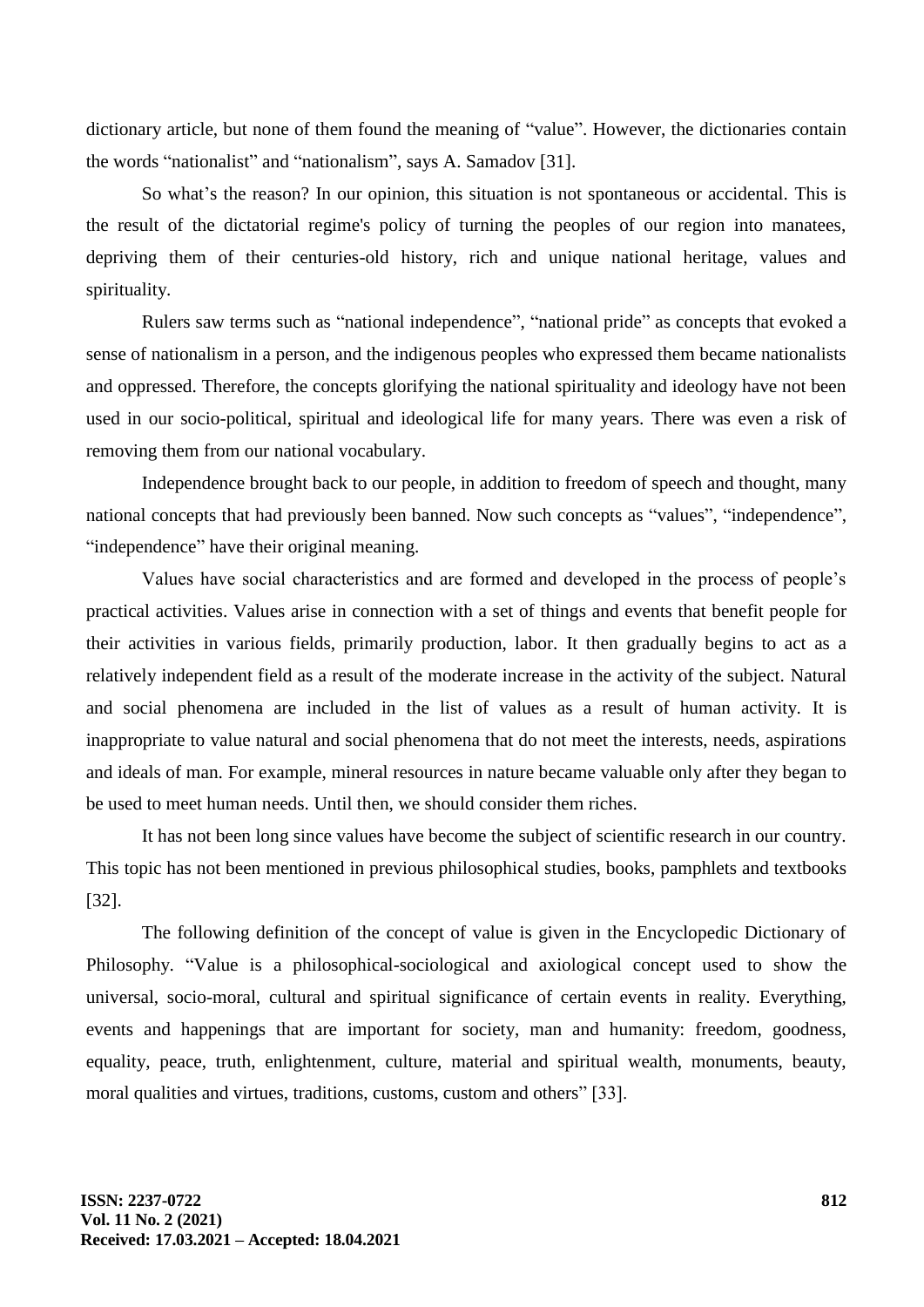dictionary article, but none of them found the meaning of "value". However, the dictionaries contain the words "nationalist" and "nationalism", says A. Samadov [31].

So what's the reason? In our opinion, this situation is not spontaneous or accidental. This is the result of the dictatorial regime's policy of turning the peoples of our region into manatees, depriving them of their centuries-old history, rich and unique national heritage, values and spirituality.

Rulers saw terms such as "national independence", "national pride" as concepts that evoked a sense of nationalism in a person, and the indigenous peoples who expressed them became nationalists and oppressed. Therefore, the concepts glorifying the national spirituality and ideology have not been used in our socio-political, spiritual and ideological life for many years. There was even a risk of removing them from our national vocabulary.

Independence brought back to our people, in addition to freedom of speech and thought, many national concepts that had previously been banned. Now such concepts as "values", "independence", "independence" have their original meaning.

Values have social characteristics and are formed and developed in the process of people's practical activities. Values arise in connection with a set of things and events that benefit people for their activities in various fields, primarily production, labor. It then gradually begins to act as a relatively independent field as a result of the moderate increase in the activity of the subject. Natural and social phenomena are included in the list of values as a result of human activity. It is inappropriate to value natural and social phenomena that do not meet the interests, needs, aspirations and ideals of man. For example, mineral resources in nature became valuable only after they began to be used to meet human needs. Until then, we should consider them riches.

It has not been long since values have become the subject of scientific research in our country. This topic has not been mentioned in previous philosophical studies, books, pamphlets and textbooks [32].

The following definition of the concept of value is given in the Encyclopedic Dictionary of Philosophy. "Value is a philosophical-sociological and axiological concept used to show the universal, socio-moral, cultural and spiritual significance of certain events in reality. Everything, events and happenings that are important for society, man and humanity: freedom, goodness, equality, peace, truth, enlightenment, culture, material and spiritual wealth, monuments, beauty, moral qualities and virtues, traditions, customs, custom and others" [33].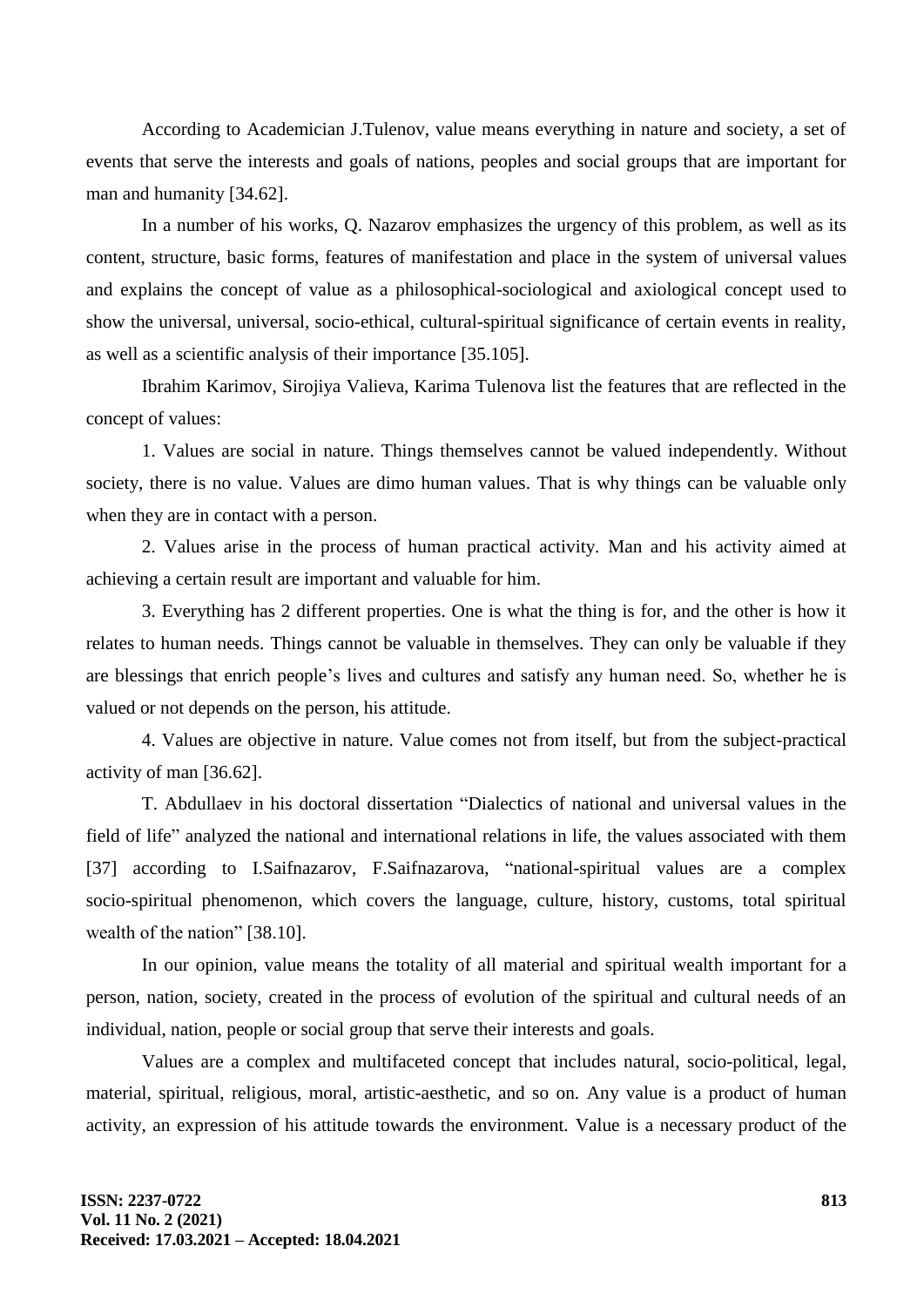According to Academician J.Tulenov, value means everything in nature and society, a set of events that serve the interests and goals of nations, peoples and social groups that are important for man and humanity [34.62].

In a number of his works, Q. Nazarov emphasizes the urgency of this problem, as well as its content, structure, basic forms, features of manifestation and place in the system of universal values and explains the concept of value as a philosophical-sociological and axiological concept used to show the universal, universal, socio-ethical, cultural-spiritual significance of certain events in reality, as well as a scientific analysis of their importance [35.105].

Ibrahim Karimov, Sirojiya Valieva, Karima Tulenova list the features that are reflected in the concept of values:

1. Values are social in nature. Things themselves cannot be valued independently. Without society, there is no value. Values are dimo human values. That is why things can be valuable only when they are in contact with a person.

2. Values arise in the process of human practical activity. Man and his activity aimed at achieving a certain result are important and valuable for him.

3. Everything has 2 different properties. One is what the thing is for, and the other is how it relates to human needs. Things cannot be valuable in themselves. They can only be valuable if they are blessings that enrich people's lives and cultures and satisfy any human need. So, whether he is valued or not depends on the person, his attitude.

4. Values are objective in nature. Value comes not from itself, but from the subject-practical activity of man [36.62].

T. Abdullaev in his doctoral dissertation "Dialectics of national and universal values in the field of life" analyzed the national and international relations in life, the values associated with them [37] according to I.Saifnazarov, F.Saifnazarova, "national-spiritual values are a complex socio-spiritual phenomenon, which covers the language, culture, history, customs, total spiritual wealth of the nation" [38.10].

In our opinion, value means the totality of all material and spiritual wealth important for a person, nation, society, created in the process of evolution of the spiritual and cultural needs of an individual, nation, people or social group that serve their interests and goals.

Values are a complex and multifaceted concept that includes natural, socio-political, legal, material, spiritual, religious, moral, artistic-aesthetic, and so on. Any value is a product of human activity, an expression of his attitude towards the environment. Value is a necessary product of the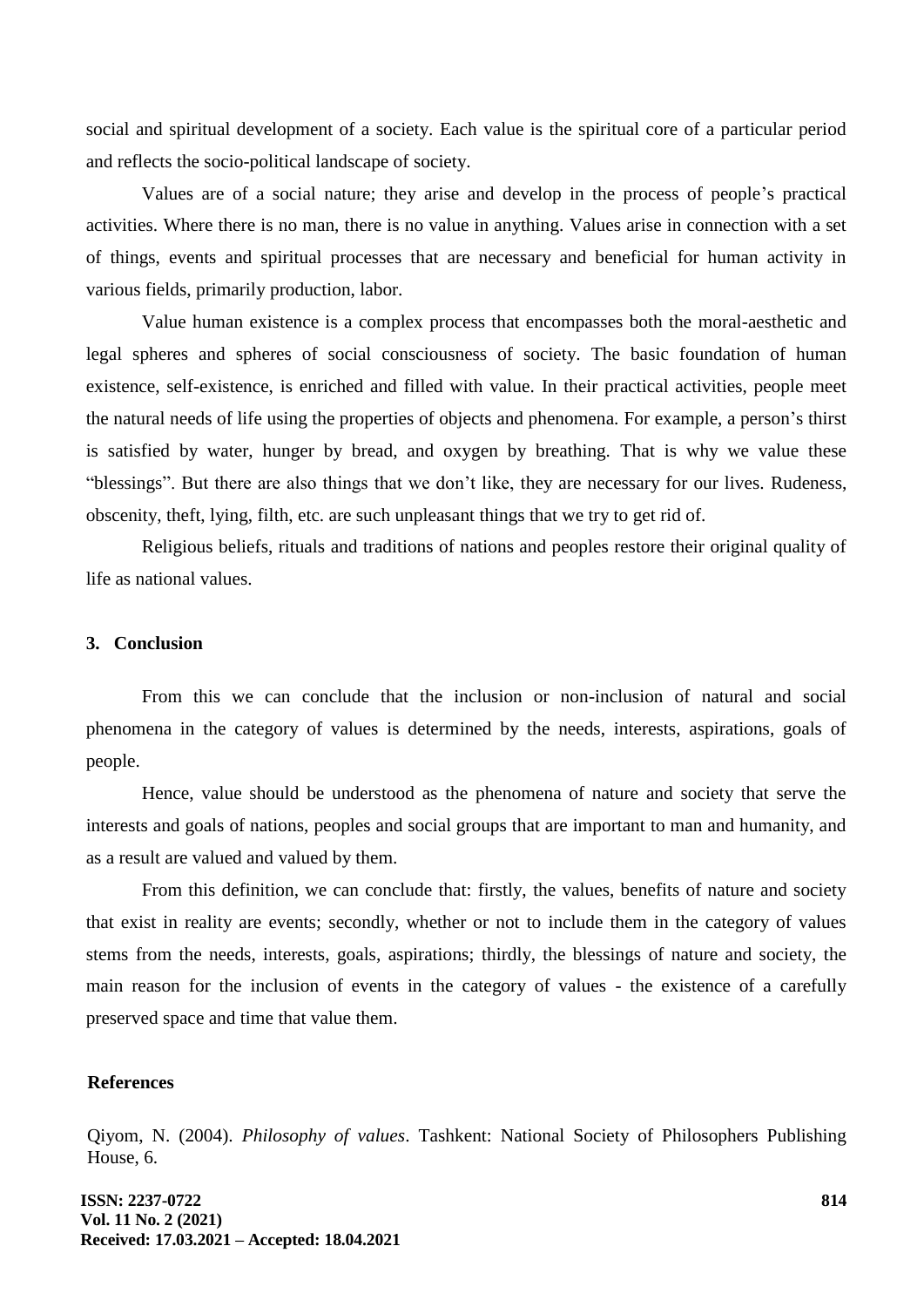social and spiritual development of a society. Each value is the spiritual core of a particular period and reflects the socio-political landscape of society.

Values are of a social nature; they arise and develop in the process of people's practical activities. Where there is no man, there is no value in anything. Values arise in connection with a set of things, events and spiritual processes that are necessary and beneficial for human activity in various fields, primarily production, labor.

Value human existence is a complex process that encompasses both the moral-aesthetic and legal spheres and spheres of social consciousness of society. The basic foundation of human existence, self-existence, is enriched and filled with value. In their practical activities, people meet the natural needs of life using the properties of objects and phenomena. For example, a person's thirst is satisfied by water, hunger by bread, and oxygen by breathing. That is why we value these "blessings". But there are also things that we don't like, they are necessary for our lives. Rudeness, obscenity, theft, lying, filth, etc. are such unpleasant things that we try to get rid of.

Religious beliefs, rituals and traditions of nations and peoples restore their original quality of life as national values.

## 3. Conclusion

From this we can conclude that the inclusion or non-inclusion of natural and social phenomena in the category of values is determined by the needs, interests, aspirations, goals of people.

Hence, value should be understood as the phenomena of nature and society that serve the interests and goals of nations, peoples and social groups that are important to man and humanity, and as a result are valued and valued by them.

From this definition, we can conclude that: firstly, the values, benefits of nature and society that exist in reality are events; secondly, whether or not to include them in the category of values stems from the needs, interests, goals, aspirations; thirdly, the blessings of nature and society, the main reason for the inclusion of events in the category of values - the existence of a carefully preserved space and time that value them.

## References

Qiyom, N. (2004). *Philosophy of values*. Tashkent: National Society of Philosophers Publishing House, 6.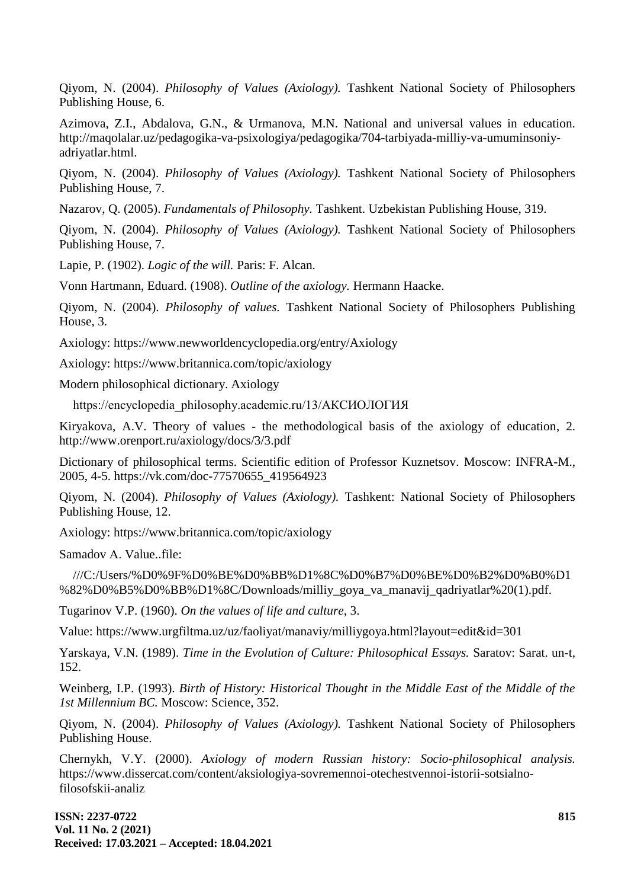Qiyom, N. (2004). *Philosophy of Values (Axiology).* Tashkent National Society of Philosophers Publishing House, 6.

Azimova, Z.I., Abdalova, G.N., & Urmanova, M.N. National and universal values in education. http://maqolalar.uz/pedagogika-va-psixologiya/pedagogika/704-tarbiyada-milliy-va-umuminsoniy-adriyatlar.html.

Qiyom, N. (2004). *Philosophy of Values (Axiology).* Tashkent National Society of Philosophers Publishing House, 7.

Nazarov, Q. (2005). *Fundamentals of Philosophy.* Tashkent. Uzbekistan Publishing House, 319.

Qiyom, N. (2004). *Philosophy of Values (Axiology).* Tashkent National Society of Philosophers Publishing House, 7.

Lapie, P. (1902). *Logic of the will.* Paris: F. Alcan.

Vonn Hartmann, Eduard. (1908). *Outline of the axiology.* Hermann Haacke.

Qiyom, N. (2004). *Philosophy of values.* Tashkent National Society of Philosophers Publishing House, 3.

Axiology: https://www.newworldencyclopedia.org/entry/Axiology

Axiology: https://www.britannica.com/topic/axiology

Modern philosophical dictionary. Axiology

https://encyclopedia_philosophy.academic.ru/13/АКСИОЛОГИЯ

Kiryakova, A.V. Theory of values - the methodological basis of the axiology of education, 2. http://www.orenport.ru/axiology/docs/3/3.pdf

Dictionary of philosophical terms. Scientific edition of Professor Kuznetsov. Moscow: INFRA-M., 2005, 4-5. https://vk.com/doc-77570655_419564923

Qiyom, N. (2004). *Philosophy of Values (Axiology).* Tashkent: National Society of Philosophers Publishing House, 12.

Axiology: https://www.britannica.com/topic/axiology

Samadov A. Value..file:

///C:/Users/%D0%9F%D0%BE%D0%BB%D1%8C%D0%B7%D0%BE%D0%B2%D0%B0%D1%82%D0%B5%D0%BB%D1%8C/Downloads/milliy_goya_va_manavij_qadriyatlar%20(1).pdf.

Tugarinov V.P. (1960). *On the values of life and culture*, 3.

Value: https://www.urgfiltma.uz/uz/faoliyat/manaviy/milliygoya.html?layout=edit&id=301

Yarskaya, V.N. (1989). *Time in the Evolution of Culture: Philosophical Essays.* Saratov: Sarat. un-t, 152.

Weinberg, I.P. (1993). *Birth of History: Historical Thought in the Middle East of the Middle of the 1st Millennium BC.* Moscow: Science, 352.

Qiyom, N. (2004). *Philosophy of Values (Axiology).* Tashkent National Society of Philosophers Publishing House.

Chernykh, V.Y. (2000). *Axiology of modern Russian history: Socio-philosophical analysis.* https://www.dissercat.com/content/aksiologiya-sovremennoi-otechestvennoi-istorii-sotsialno-filosofskii-analiz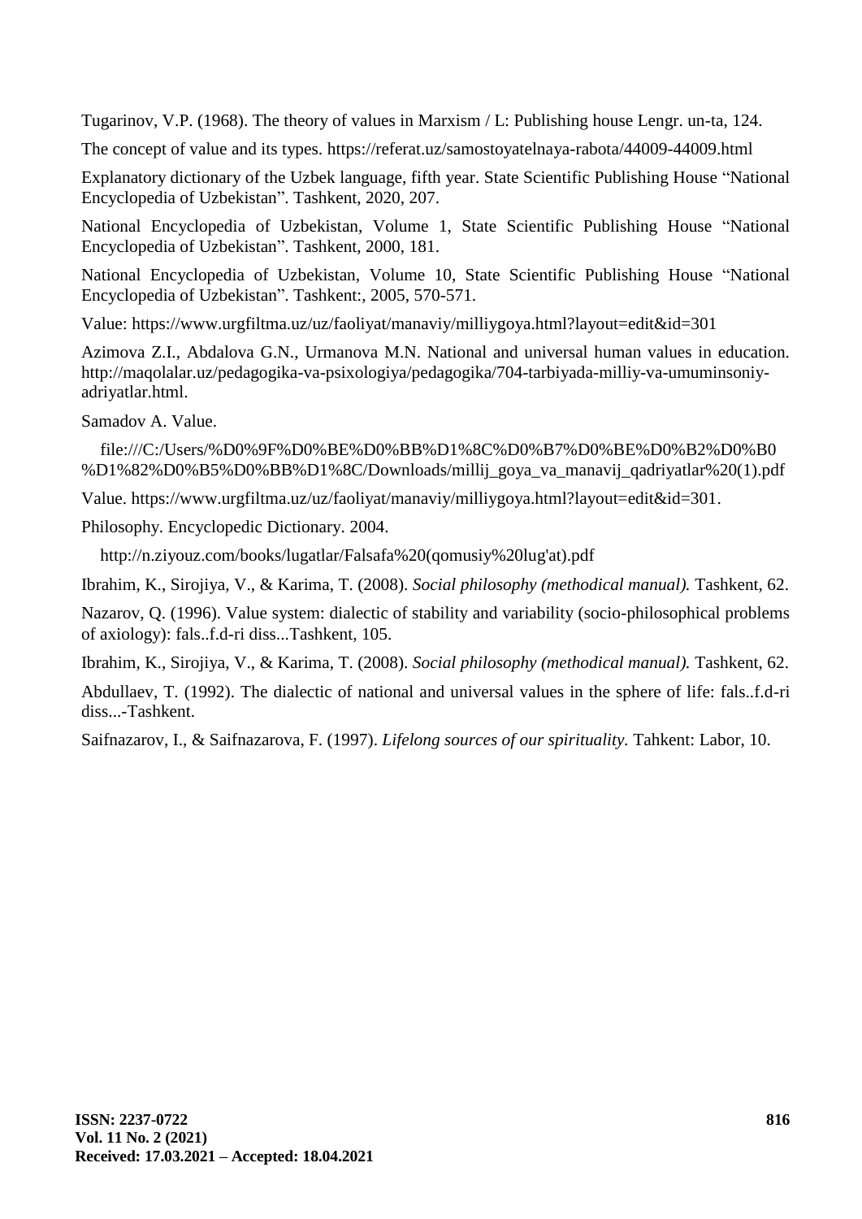Tugarinov, V.P. (1968). The theory of values in Marxism / L: Publishing house Lengr. un-ta, 124.

The concept of value and its types. https://referat.uz/samostoyatelnaya-rabota/44009-44009.html

Explanatory dictionary of the Uzbek language, fifth year. State Scientific Publishing House “National Encyclopedia of Uzbekistan”. Tashkent, 2020, 207.

National Encyclopedia of Uzbekistan, Volume 1, State Scientific Publishing House “National Encyclopedia of Uzbekistan”. Tashkent, 2000, 181.

National Encyclopedia of Uzbekistan, Volume 10, State Scientific Publishing House “National Encyclopedia of Uzbekistan”. Tashkent:, 2005, 570-571.

Value: https://www.urgfiltma.uz/uz/faoliyat/manaviy/milliygoya.html?layout=edit&id=301

Azimova Z.I., Abdalova G.N., Urmanova M.N. National and universal human values in education. http://maqolalar.uz/pedagogika-va-psixologiya/pedagogika/704-tarbiyada-milliy-va-umuminsoniy-adriyatlar.html.

Samadov A. Value.

file:///C:/Users/%D0%9F%D0%BE%D0%BB%D1%8C%D0%B7%D0%BE%D0%B2%D0%B0%D1%82%D0%B5%D0%BB%D1%8C/Downloads/millij_goya_va_manavij_qadriyatlar%20(1).pdf

Value. https://www.urgfiltma.uz/uz/faoliyat/manaviy/milliygoya.html?layout=edit&id=301.

Philosophy. Encyclopedic Dictionary. 2004.

http://n.ziyouz.com/books/lugatlar/Falsafa%20(qomusiy%20lug'at).pdf

Ibrahim, K., Sirojiya, V., & Karima, T. (2008). *Social philosophy (methodical manual).* Tashkent, 62.

Nazarov, Q. (1996). Value system: dialectic of stability and variability (socio-philosophical problems of axiology): fals..f.d-ri diss...Tashkent, 105.

Ibrahim, K., Sirojiya, V., & Karima, T. (2008). *Social philosophy (methodical manual).* Tashkent, 62.

Abdullaev, T. (1992). The dialectic of national and universal values in the sphere of life: fals..f.d-ri diss...-Tashkent.

Saifnazarov, I., & Saifnazarova, F. (1997). *Lifelong sources of our spirituality.* Tahkent: Labor, 10.